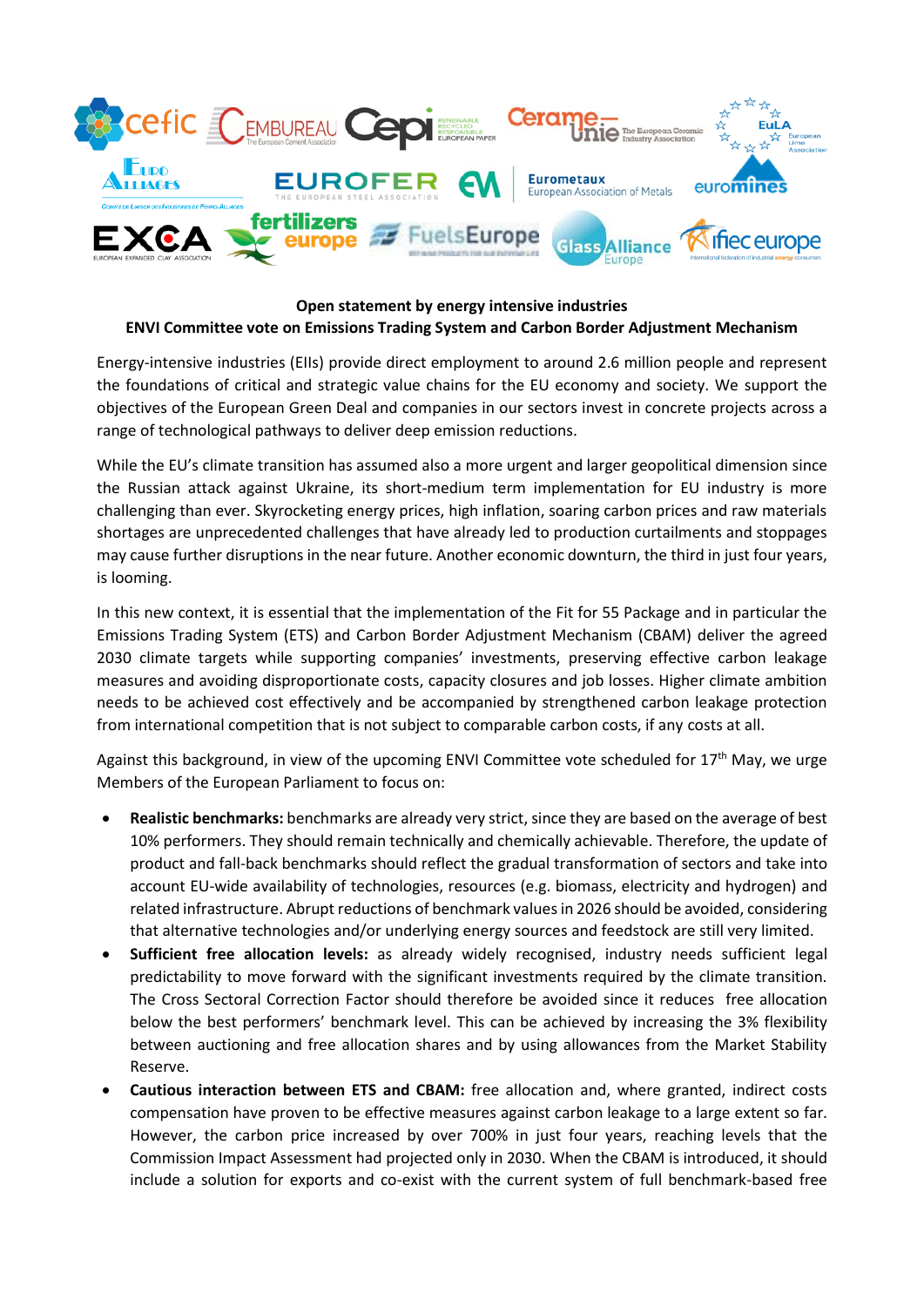**Open statement by energy intensive industries**
**ENVI Committee vote on Emissions Trading System and Carbon Border Adjustment Mechanism**

Energy-intensive industries (EIIs) provide direct employment to around 2.6 million people and represent the foundations of critical and strategic value chains for the EU economy and society. We support the objectives of the European Green Deal and companies in our sectors invest in concrete projects across a range of technological pathways to deliver deep emission reductions.

While the EU's climate transition has assumed also a more urgent and larger geopolitical dimension since the Russian attack against Ukraine, its short-medium term implementation for EU industry is more challenging than ever. Skyrocketing energy prices, high inflation, soaring carbon prices and raw materials shortages are unprecedented challenges that have already led to production curtailments and stoppages may cause further disruptions in the near future. Another economic downturn, the third in just four years, is looming.

In this new context, it is essential that the implementation of the Fit for 55 Package and in particular the Emissions Trading System (ETS) and Carbon Border Adjustment Mechanism (CBAM) deliver the agreed 2030 climate targets while supporting companies' investments, preserving effective carbon leakage measures and avoiding disproportionate costs, capacity closures and job losses. Higher climate ambition needs to be achieved cost effectively and be accompanied by strengthened carbon leakage protection from international competition that is not subject to comparable carbon costs, if any costs at all.

Against this background, in view of the upcoming ENVI Committee vote scheduled for 17th May, we urge Members of the European Parliament to focus on:

- **Realistic benchmarks:** benchmarks are already very strict, since they are based on the average of best 10% performers. They should remain technically and chemically achievable. Therefore, the update of product and fall-back benchmarks should reflect the gradual transformation of sectors and take into account EU-wide availability of technologies, resources (e.g. biomass, electricity and hydrogen) and related infrastructure. Abrupt reductions of benchmark values in 2026 should be avoided, considering that alternative technologies and/or underlying energy sources and feedstock are still very limited.
- **Sufficient free allocation levels:** as already widely recognised, industry needs sufficient legal predictability to move forward with the significant investments required by the climate transition. The Cross Sectoral Correction Factor should therefore be avoided since it reduces free allocation below the best performers' benchmark level. This can be achieved by increasing the 3% flexibility between auctioning and free allocation shares and by using allowances from the Market Stability Reserve.
- **Cautious interaction between ETS and CBAM:** free allocation and, where granted, indirect costs compensation have proven to be effective measures against carbon leakage to a large extent so far. However, the carbon price increased by over 700% in just four years, reaching levels that the Commission Impact Assessment had projected only in 2030. When the CBAM is introduced, it should include a solution for exports and co-exist with the current system of full benchmark-based free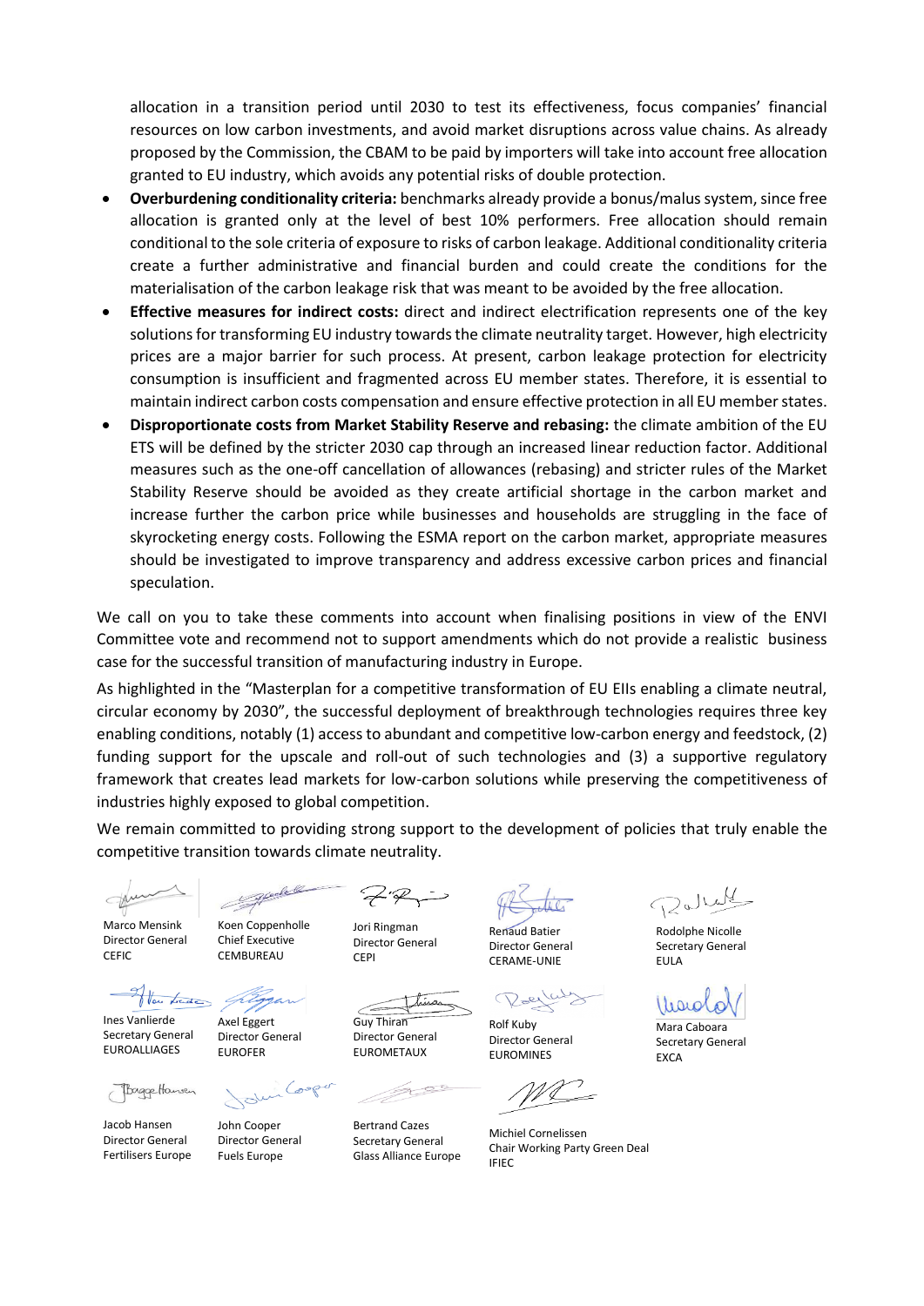allocation in a transition period until 2030 to test its effectiveness, focus companies' financial resources on low carbon investments, and avoid market disruptions across value chains. As already proposed by the Commission, the CBAM to be paid by importers will take into account free allocation granted to EU industry, which avoids any potential risks of double protection.

- **Overburdening conditionality criteria:** benchmarks already provide a bonus/malus system, since free allocation is granted only at the level of best 10% performers. Free allocation should remain conditional to the sole criteria of exposure to risks of carbon leakage. Additional conditionality criteria create a further administrative and financial burden and could create the conditions for the materialisation of the carbon leakage risk that was meant to be avoided by the free allocation.
- **Effective measures for indirect costs:** direct and indirect electrification represents one of the key solutions for transforming EU industry towards the climate neutrality target. However, high electricity prices are a major barrier for such process. At present, carbon leakage protection for electricity consumption is insufficient and fragmented across EU member states. Therefore, it is essential to maintain indirect carbon costs compensation and ensure effective protection in all EU member states.
- **Disproportionate costs from Market Stability Reserve and rebasing:** the climate ambition of the EU ETS will be defined by the stricter 2030 cap through an increased linear reduction factor. Additional measures such as the one-off cancellation of allowances (rebasing) and stricter rules of the Market Stability Reserve should be avoided as they create artificial shortage in the carbon market and increase further the carbon price while businesses and households are struggling in the face of skyrocketing energy costs. Following the ESMA report on the carbon market, appropriate measures should be investigated to improve transparency and address excessive carbon prices and financial speculation.

We call on you to take these comments into account when finalising positions in view of the ENVI Committee vote and recommend not to support amendments which do not provide a realistic business case for the successful transition of manufacturing industry in Europe.

As highlighted in the "Masterplan for a competitive transformation of EU EIIs enabling a climate neutral, circular economy by 2030", the successful deployment of breakthrough technologies requires three key enabling conditions, notably (1) access to abundant and competitive low-carbon energy and feedstock, (2) funding support for the upscale and roll-out of such technologies and (3) a supportive regulatory framework that creates lead markets for low-carbon solutions while preserving the competitiveness of industries highly exposed to global competition.

We remain committed to providing strong support to the development of policies that truly enable the competitive transition towards climate neutrality.

Marco Mensink
Director General
CEFIC

Koen Coppenholle
Chief Executive
CEMBUREAU

Jori Ringman
Director General
CEPI

Renaud Batier
Director General
CERAME-UNIE

Rodolphe Nicolle
Secretary General
EULA

Ines Vanlierde
Secretary General
EUROALLIAGES

Axel Eggert
Director General
EUROFER

Guy Thiran
Director General
EUROMETAUX

Rolf Kuby
Director General
EUROMINES

Mara Caboara
Secretary General
EXCA

Jacob Hansen
Director General
Fertilisers Europe

John Cooper
Director General
Fuels Europe

Bertrand Cazes
Secretary General
Glass Alliance Europe

Michiel Cornelissen
Chair Working Party Green Deal
IFIEC